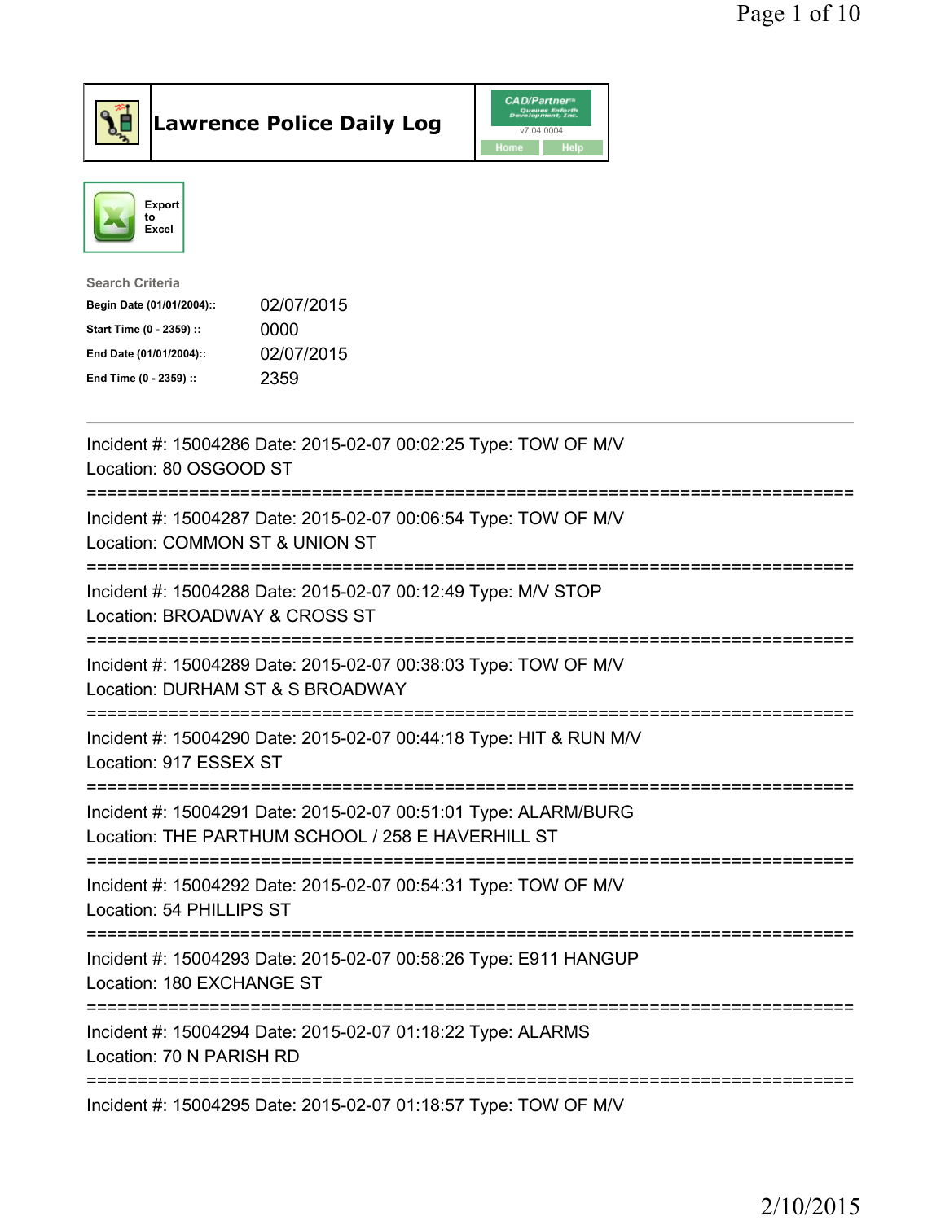# Lawrence Police Daily Log

Export to Excel

Search Criteria

| | |
|---|---|
| Begin Date (01/01/2004):: | 02/07/2015 |
| Start Time (0 - 2359) :: | 0000 |
| End Date (01/01/2004):: | 02/07/2015 |
| End Time (0 - 2359) :: | 2359 |

Incident #: 15004286 Date: 2015-02-07 00:02:25 Type: TOW OF M/V
Location: 80 OSGOOD ST

===========================================================================

Incident #: 15004287 Date: 2015-02-07 00:06:54 Type: TOW OF M/V
Location: COMMON ST & UNION ST

===========================================================================

Incident #: 15004288 Date: 2015-02-07 00:12:49 Type: M/V STOP
Location: BROADWAY & CROSS ST

===========================================================================

Incident #: 15004289 Date: 2015-02-07 00:38:03 Type: TOW OF M/V
Location: DURHAM ST & S BROADWAY

===========================================================================

Incident #: 15004290 Date: 2015-02-07 00:44:18 Type: HIT & RUN M/V
Location: 917 ESSEX ST

===========================================================================

Incident #: 15004291 Date: 2015-02-07 00:51:01 Type: ALARM/BURG
Location: THE PARTHUM SCHOOL / 258 E HAVERHILL ST

===========================================================================

Incident #: 15004292 Date: 2015-02-07 00:54:31 Type: TOW OF M/V
Location: 54 PHILLIPS ST

===========================================================================

Incident #: 15004293 Date: 2015-02-07 00:58:26 Type: E911 HANGUP
Location: 180 EXCHANGE ST

===========================================================================

Incident #: 15004294 Date: 2015-02-07 01:18:22 Type: ALARMS
Location: 70 N PARISH RD

===========================================================================

Incident #: 15004295 Date: 2015-02-07 01:18:57 Type: TOW OF M/V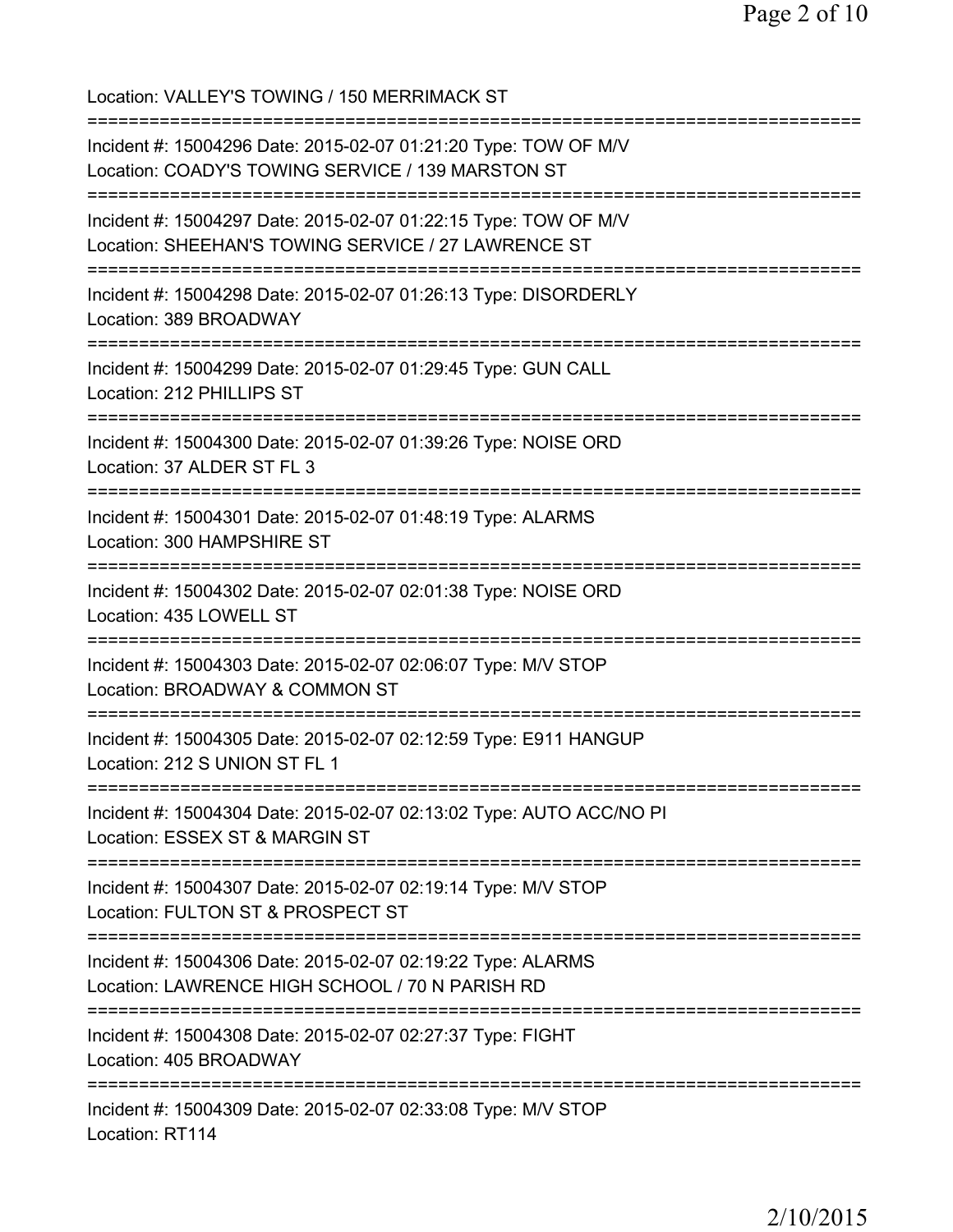Location: VALLEY'S TOWING / 150 MERRIMACK ST

===========================================================================

Incident #: 15004296 Date: 2015-02-07 01:21:20 Type: TOW OF M/V
Location: COADY'S TOWING SERVICE / 139 MARSTON ST

===========================================================================

Incident #: 15004297 Date: 2015-02-07 01:22:15 Type: TOW OF M/V
Location: SHEEHAN'S TOWING SERVICE / 27 LAWRENCE ST

===========================================================================

Incident #: 15004298 Date: 2015-02-07 01:26:13 Type: DISORDERLY
Location: 389 BROADWAY

===========================================================================

Incident #: 15004299 Date: 2015-02-07 01:29:45 Type: GUN CALL
Location: 212 PHILLIPS ST

===========================================================================

Incident #: 15004300 Date: 2015-02-07 01:39:26 Type: NOISE ORD
Location: 37 ALDER ST FL 3

===========================================================================

Incident #: 15004301 Date: 2015-02-07 01:48:19 Type: ALARMS
Location: 300 HAMPSHIRE ST

===========================================================================

Incident #: 15004302 Date: 2015-02-07 02:01:38 Type: NOISE ORD
Location: 435 LOWELL ST

===========================================================================

Incident #: 15004303 Date: 2015-02-07 02:06:07 Type: M/V STOP
Location: BROADWAY & COMMON ST

===========================================================================

Incident #: 15004305 Date: 2015-02-07 02:12:59 Type: E911 HANGUP
Location: 212 S UNION ST FL 1

===========================================================================

Incident #: 15004304 Date: 2015-02-07 02:13:02 Type: AUTO ACC/NO PI
Location: ESSEX ST & MARGIN ST

===========================================================================

Incident #: 15004307 Date: 2015-02-07 02:19:14 Type: M/V STOP
Location: FULTON ST & PROSPECT ST

===========================================================================

Incident #: 15004306 Date: 2015-02-07 02:19:22 Type: ALARMS
Location: LAWRENCE HIGH SCHOOL / 70 N PARISH RD

===========================================================================

Incident #: 15004308 Date: 2015-02-07 02:27:37 Type: FIGHT
Location: 405 BROADWAY

===========================================================================

Incident #: 15004309 Date: 2015-02-07 02:33:08 Type: M/V STOP
Location: RT114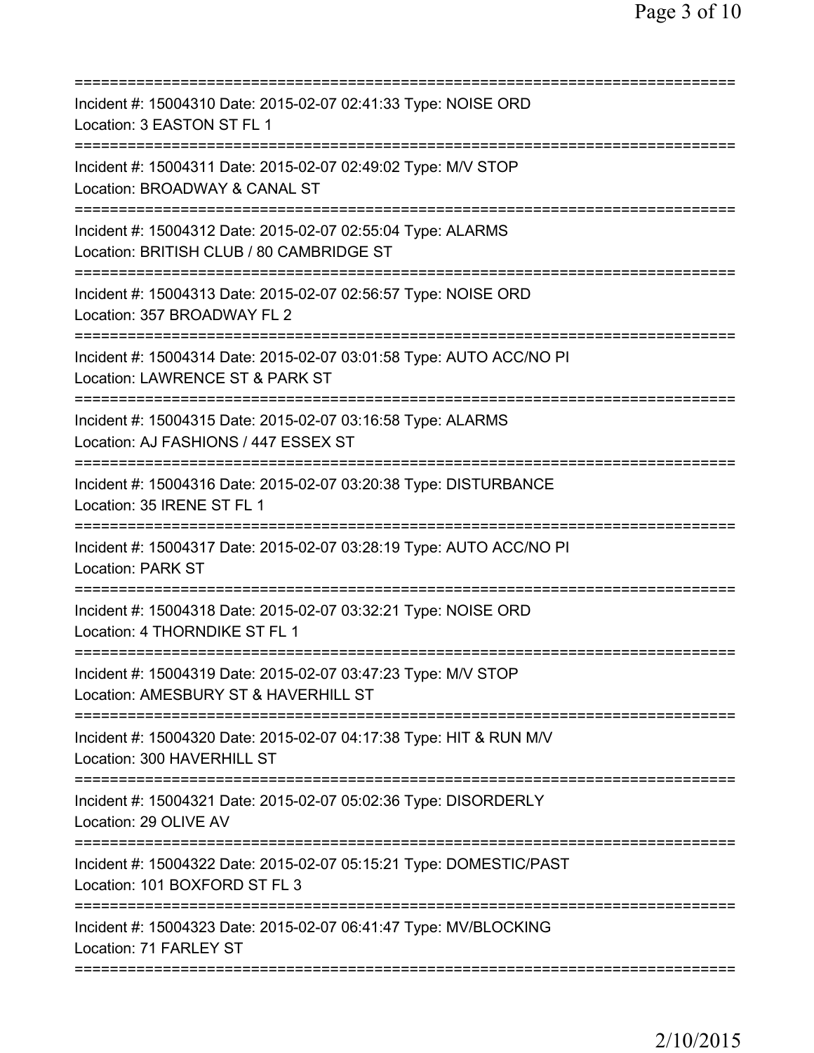===========================================================================
Incident #: 15004310 Date: 2015-02-07 02:41:33 Type: NOISE ORD
Location: 3 EASTON ST FL 1
===========================================================================
Incident #: 15004311 Date: 2015-02-07 02:49:02 Type: M/V STOP
Location: BROADWAY & CANAL ST
===========================================================================
Incident #: 15004312 Date: 2015-02-07 02:55:04 Type: ALARMS
Location: BRITISH CLUB / 80 CAMBRIDGE ST
===========================================================================
Incident #: 15004313 Date: 2015-02-07 02:56:57 Type: NOISE ORD
Location: 357 BROADWAY FL 2
===========================================================================
Incident #: 15004314 Date: 2015-02-07 03:01:58 Type: AUTO ACC/NO PI
Location: LAWRENCE ST & PARK ST
===========================================================================
Incident #: 15004315 Date: 2015-02-07 03:16:58 Type: ALARMS
Location: AJ FASHIONS / 447 ESSEX ST
===========================================================================
Incident #: 15004316 Date: 2015-02-07 03:20:38 Type: DISTURBANCE
Location: 35 IRENE ST FL 1
===========================================================================
Incident #: 15004317 Date: 2015-02-07 03:28:19 Type: AUTO ACC/NO PI
Location: PARK ST
===========================================================================
Incident #: 15004318 Date: 2015-02-07 03:32:21 Type: NOISE ORD
Location: 4 THORNDIKE ST FL 1
===========================================================================
Incident #: 15004319 Date: 2015-02-07 03:47:23 Type: M/V STOP
Location: AMESBURY ST & HAVERHILL ST
===========================================================================
Incident #: 15004320 Date: 2015-02-07 04:17:38 Type: HIT & RUN M/V
Location: 300 HAVERHILL ST
===========================================================================
Incident #: 15004321 Date: 2015-02-07 05:02:36 Type: DISORDERLY
Location: 29 OLIVE AV
===========================================================================
Incident #: 15004322 Date: 2015-02-07 05:15:21 Type: DOMESTIC/PAST
Location: 101 BOXFORD ST FL 3
===========================================================================
Incident #: 15004323 Date: 2015-02-07 06:41:47 Type: MV/BLOCKING
Location: 71 FARLEY ST
===========================================================================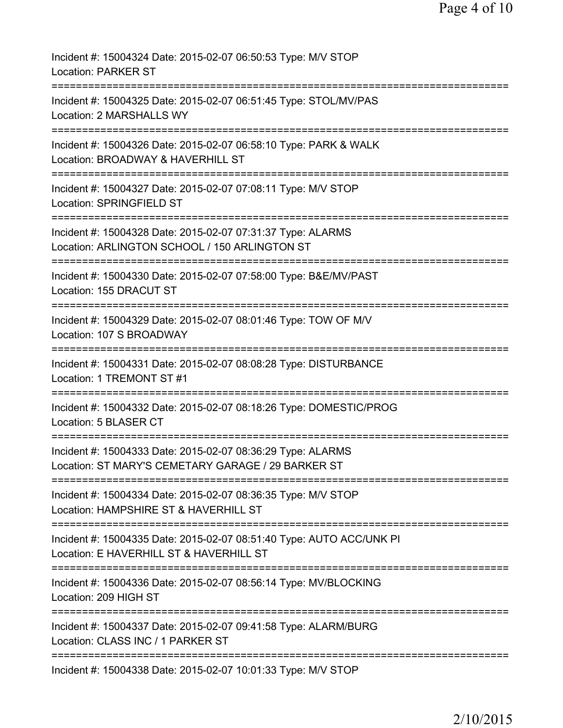Incident #: 15004324 Date: 2015-02-07 06:50:53 Type: M/V STOP
Location: PARKER ST

===========================================================================

Incident #: 15004325 Date: 2015-02-07 06:51:45 Type: STOL/MV/PAS
Location: 2 MARSHALLS WY

===========================================================================

Incident #: 15004326 Date: 2015-02-07 06:58:10 Type: PARK & WALK
Location: BROADWAY & HAVERHILL ST

===========================================================================

Incident #: 15004327 Date: 2015-02-07 07:08:11 Type: M/V STOP
Location: SPRINGFIELD ST

===========================================================================

Incident #: 15004328 Date: 2015-02-07 07:31:37 Type: ALARMS
Location: ARLINGTON SCHOOL / 150 ARLINGTON ST

===========================================================================

Incident #: 15004330 Date: 2015-02-07 07:58:00 Type: B&E/MV/PAST
Location: 155 DRACUT ST

===========================================================================

Incident #: 15004329 Date: 2015-02-07 08:01:46 Type: TOW OF M/V
Location: 107 S BROADWAY

===========================================================================

Incident #: 15004331 Date: 2015-02-07 08:08:28 Type: DISTURBANCE
Location: 1 TREMONT ST #1

===========================================================================

Incident #: 15004332 Date: 2015-02-07 08:18:26 Type: DOMESTIC/PROG
Location: 5 BLASER CT

===========================================================================

Incident #: 15004333 Date: 2015-02-07 08:36:29 Type: ALARMS
Location: ST MARY'S CEMETARY GARAGE / 29 BARKER ST

===========================================================================

Incident #: 15004334 Date: 2015-02-07 08:36:35 Type: M/V STOP
Location: HAMPSHIRE ST & HAVERHILL ST

===========================================================================

Incident #: 15004335 Date: 2015-02-07 08:51:40 Type: AUTO ACC/UNK PI
Location: E HAVERHILL ST & HAVERHILL ST

===========================================================================

Incident #: 15004336 Date: 2015-02-07 08:56:14 Type: MV/BLOCKING
Location: 209 HIGH ST

===========================================================================

Incident #: 15004337 Date: 2015-02-07 09:41:58 Type: ALARM/BURG
Location: CLASS INC / 1 PARKER ST

===========================================================================

Incident #: 15004338 Date: 2015-02-07 10:01:33 Type: M/V STOP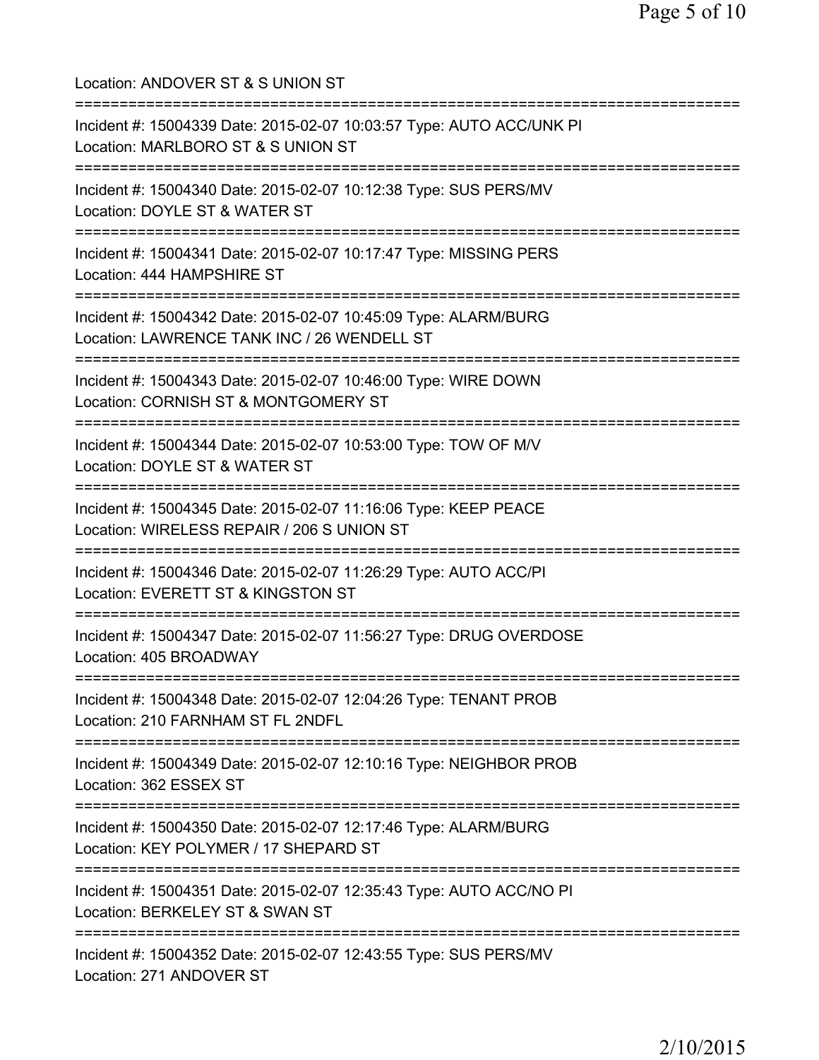Location: ANDOVER ST & S UNION ST

===========================================================================

Incident #: 15004339 Date: 2015-02-07 10:03:57 Type: AUTO ACC/UNK PI
Location: MARLBORO ST & S UNION ST

===========================================================================

Incident #: 15004340 Date: 2015-02-07 10:12:38 Type: SUS PERS/MV
Location: DOYLE ST & WATER ST

===========================================================================

Incident #: 15004341 Date: 2015-02-07 10:17:47 Type: MISSING PERS
Location: 444 HAMPSHIRE ST

===========================================================================

Incident #: 15004342 Date: 2015-02-07 10:45:09 Type: ALARM/BURG
Location: LAWRENCE TANK INC / 26 WENDELL ST

===========================================================================

Incident #: 15004343 Date: 2015-02-07 10:46:00 Type: WIRE DOWN
Location: CORNISH ST & MONTGOMERY ST

===========================================================================

Incident #: 15004344 Date: 2015-02-07 10:53:00 Type: TOW OF M/V
Location: DOYLE ST & WATER ST

===========================================================================

Incident #: 15004345 Date: 2015-02-07 11:16:06 Type: KEEP PEACE
Location: WIRELESS REPAIR / 206 S UNION ST

===========================================================================

Incident #: 15004346 Date: 2015-02-07 11:26:29 Type: AUTO ACC/PI
Location: EVERETT ST & KINGSTON ST

===========================================================================

Incident #: 15004347 Date: 2015-02-07 11:56:27 Type: DRUG OVERDOSE
Location: 405 BROADWAY

===========================================================================

Incident #: 15004348 Date: 2015-02-07 12:04:26 Type: TENANT PROB
Location: 210 FARNHAM ST FL 2NDFL

===========================================================================

Incident #: 15004349 Date: 2015-02-07 12:10:16 Type: NEIGHBOR PROB
Location: 362 ESSEX ST

===========================================================================

Incident #: 15004350 Date: 2015-02-07 12:17:46 Type: ALARM/BURG
Location: KEY POLYMER / 17 SHEPARD ST

===========================================================================

Incident #: 15004351 Date: 2015-02-07 12:35:43 Type: AUTO ACC/NO PI
Location: BERKELEY ST & SWAN ST

===========================================================================

Incident #: 15004352 Date: 2015-02-07 12:43:55 Type: SUS PERS/MV
Location: 271 ANDOVER ST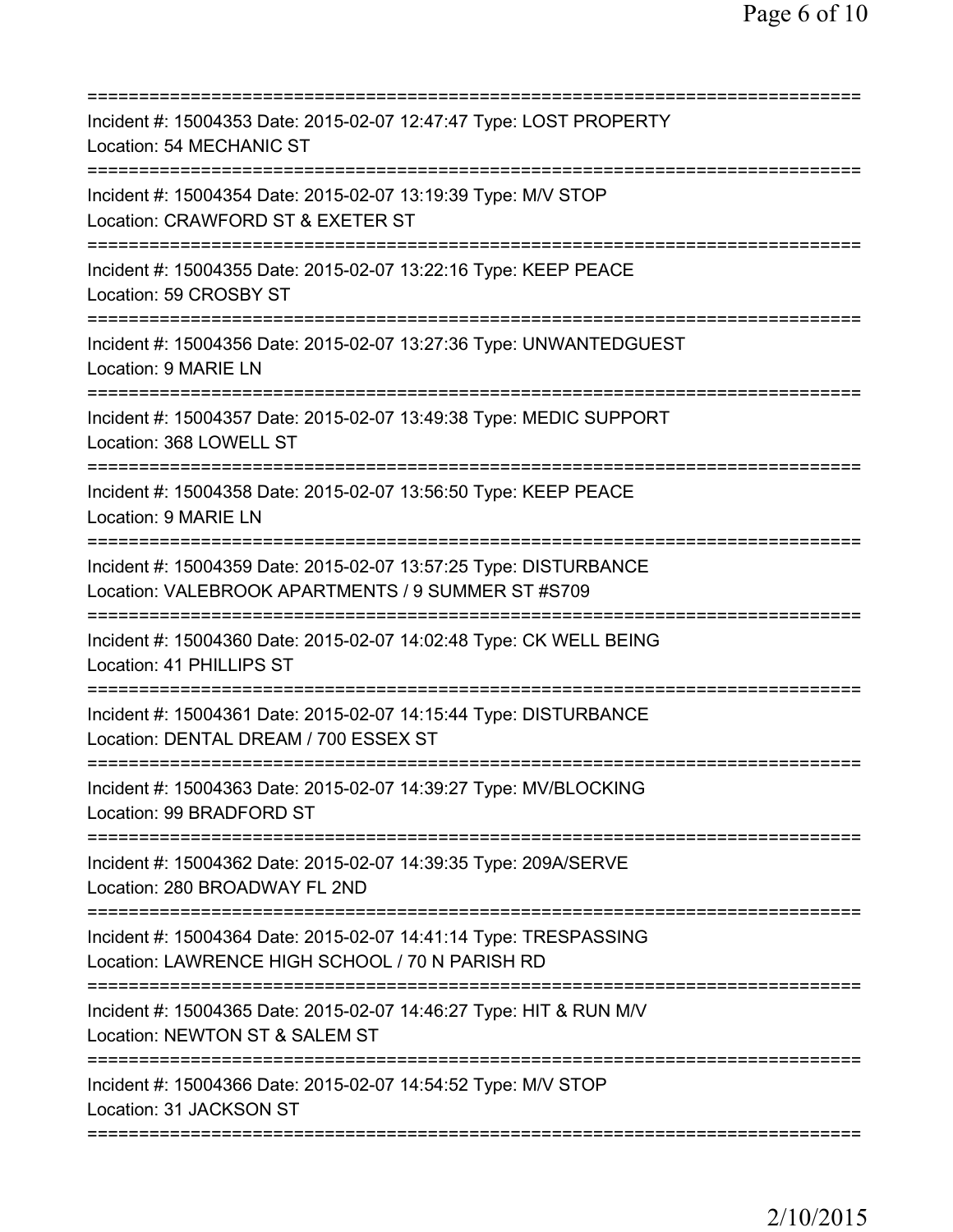===========================================================================
Incident #: 15004353 Date: 2015-02-07 12:47:47 Type: LOST PROPERTY
Location: 54 MECHANIC ST
===========================================================================
Incident #: 15004354 Date: 2015-02-07 13:19:39 Type: M/V STOP
Location: CRAWFORD ST & EXETER ST
===========================================================================
Incident #: 15004355 Date: 2015-02-07 13:22:16 Type: KEEP PEACE
Location: 59 CROSBY ST
===========================================================================
Incident #: 15004356 Date: 2015-02-07 13:27:36 Type: UNWANTEDGUEST
Location: 9 MARIE LN
===========================================================================
Incident #: 15004357 Date: 2015-02-07 13:49:38 Type: MEDIC SUPPORT
Location: 368 LOWELL ST
===========================================================================
Incident #: 15004358 Date: 2015-02-07 13:56:50 Type: KEEP PEACE
Location: 9 MARIE LN
===========================================================================
Incident #: 15004359 Date: 2015-02-07 13:57:25 Type: DISTURBANCE
Location: VALEBROOK APARTMENTS / 9 SUMMER ST #S709
===========================================================================
Incident #: 15004360 Date: 2015-02-07 14:02:48 Type: CK WELL BEING
Location: 41 PHILLIPS ST
===========================================================================
Incident #: 15004361 Date: 2015-02-07 14:15:44 Type: DISTURBANCE
Location: DENTAL DREAM / 700 ESSEX ST
===========================================================================
Incident #: 15004363 Date: 2015-02-07 14:39:27 Type: MV/BLOCKING
Location: 99 BRADFORD ST
===========================================================================
Incident #: 15004362 Date: 2015-02-07 14:39:35 Type: 209A/SERVE
Location: 280 BROADWAY FL 2ND
===========================================================================
Incident #: 15004364 Date: 2015-02-07 14:41:14 Type: TRESPASSING
Location: LAWRENCE HIGH SCHOOL / 70 N PARISH RD
===========================================================================
Incident #: 15004365 Date: 2015-02-07 14:46:27 Type: HIT & RUN M/V
Location: NEWTON ST & SALEM ST
===========================================================================
Incident #: 15004366 Date: 2015-02-07 14:54:52 Type: M/V STOP
Location: 31 JACKSON ST
===========================================================================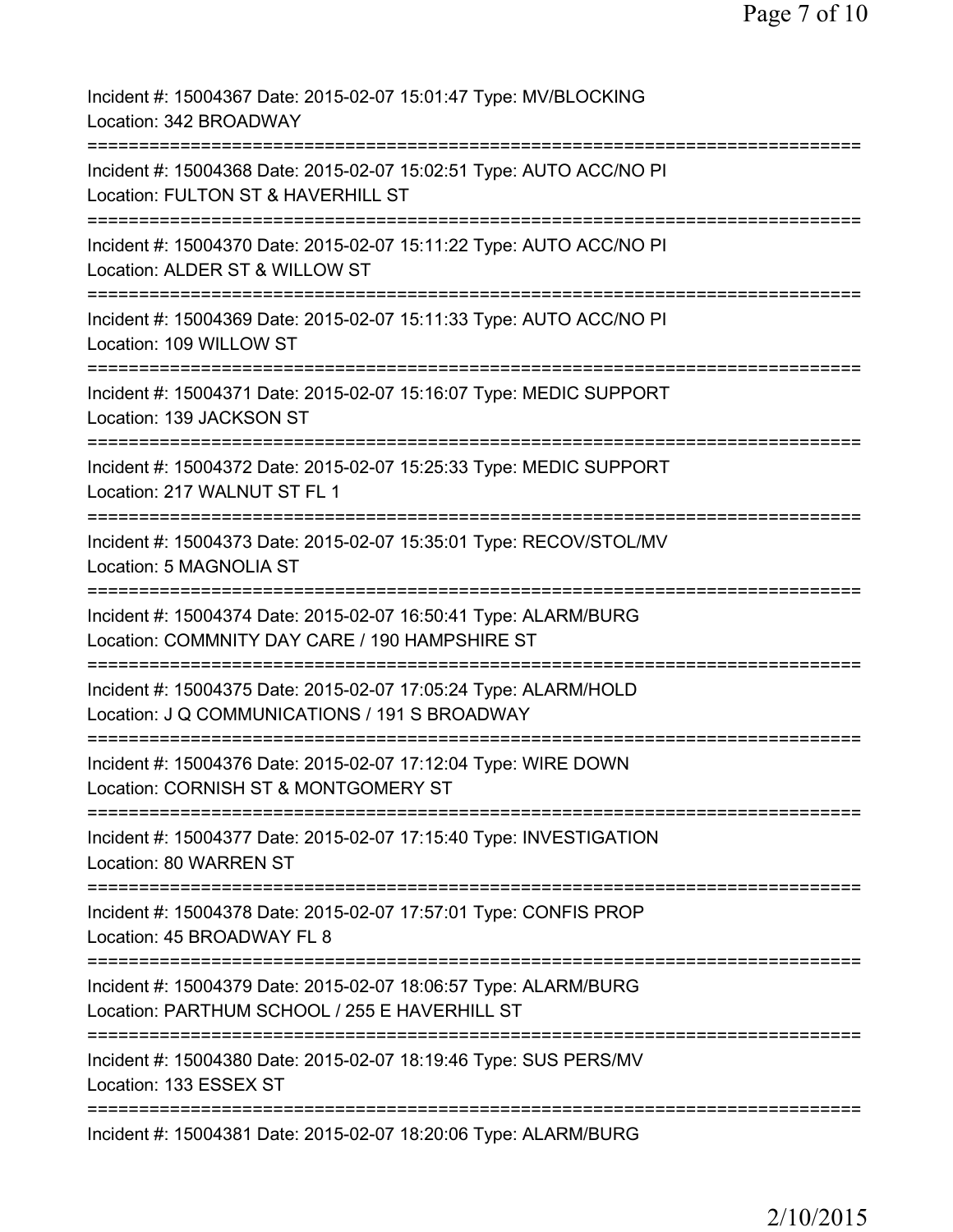Incident #: 15004367 Date: 2015-02-07 15:01:47 Type: MV/BLOCKING
Location: 342 BROADWAY

===========================================================================

Incident #: 15004368 Date: 2015-02-07 15:02:51 Type: AUTO ACC/NO PI
Location: FULTON ST & HAVERHILL ST

===========================================================================

Incident #: 15004370 Date: 2015-02-07 15:11:22 Type: AUTO ACC/NO PI
Location: ALDER ST & WILLOW ST

===========================================================================

Incident #: 15004369 Date: 2015-02-07 15:11:33 Type: AUTO ACC/NO PI
Location: 109 WILLOW ST

===========================================================================

Incident #: 15004371 Date: 2015-02-07 15:16:07 Type: MEDIC SUPPORT
Location: 139 JACKSON ST

===========================================================================

Incident #: 15004372 Date: 2015-02-07 15:25:33 Type: MEDIC SUPPORT
Location: 217 WALNUT ST FL 1

===========================================================================

Incident #: 15004373 Date: 2015-02-07 15:35:01 Type: RECOV/STOL/MV
Location: 5 MAGNOLIA ST

===========================================================================

Incident #: 15004374 Date: 2015-02-07 16:50:41 Type: ALARM/BURG
Location: COMMNITY DAY CARE / 190 HAMPSHIRE ST

===========================================================================

Incident #: 15004375 Date: 2015-02-07 17:05:24 Type: ALARM/HOLD
Location: J Q COMMUNICATIONS / 191 S BROADWAY

===========================================================================

Incident #: 15004376 Date: 2015-02-07 17:12:04 Type: WIRE DOWN
Location: CORNISH ST & MONTGOMERY ST

===========================================================================

Incident #: 15004377 Date: 2015-02-07 17:15:40 Type: INVESTIGATION
Location: 80 WARREN ST

===========================================================================

Incident #: 15004378 Date: 2015-02-07 17:57:01 Type: CONFIS PROP
Location: 45 BROADWAY FL 8

===========================================================================

Incident #: 15004379 Date: 2015-02-07 18:06:57 Type: ALARM/BURG
Location: PARTHUM SCHOOL / 255 E HAVERHILL ST

===========================================================================

Incident #: 15004380 Date: 2015-02-07 18:19:46 Type: SUS PERS/MV
Location: 133 ESSEX ST

===========================================================================

Incident #: 15004381 Date: 2015-02-07 18:20:06 Type: ALARM/BURG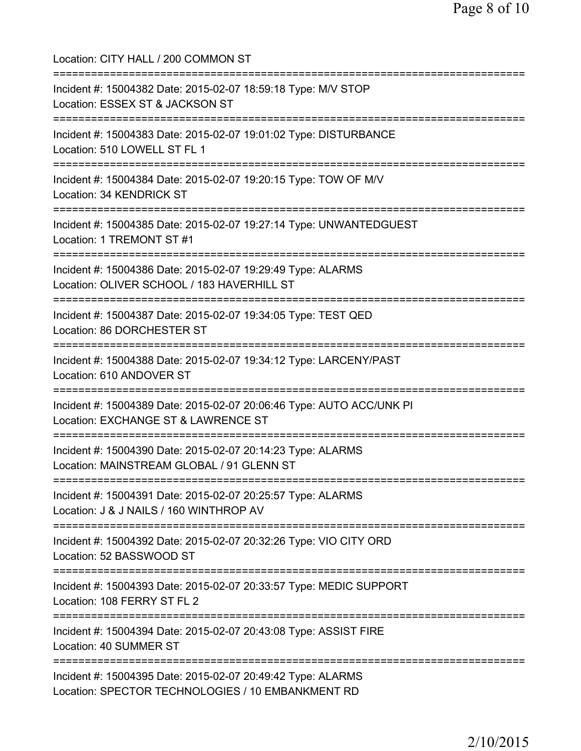Location: CITY HALL / 200 COMMON ST

===========================================================================

Incident #: 15004382 Date: 2015-02-07 18:59:18 Type: M/V STOP
Location: ESSEX ST & JACKSON ST

===========================================================================

Incident #: 15004383 Date: 2015-02-07 19:01:02 Type: DISTURBANCE
Location: 510 LOWELL ST FL 1

===========================================================================

Incident #: 15004384 Date: 2015-02-07 19:20:15 Type: TOW OF M/V
Location: 34 KENDRICK ST

===========================================================================

Incident #: 15004385 Date: 2015-02-07 19:27:14 Type: UNWANTEDGUEST
Location: 1 TREMONT ST #1

===========================================================================

Incident #: 15004386 Date: 2015-02-07 19:29:49 Type: ALARMS
Location: OLIVER SCHOOL / 183 HAVERHILL ST

===========================================================================

Incident #: 15004387 Date: 2015-02-07 19:34:05 Type: TEST QED
Location: 86 DORCHESTER ST

===========================================================================

Incident #: 15004388 Date: 2015-02-07 19:34:12 Type: LARCENY/PAST
Location: 610 ANDOVER ST

===========================================================================

Incident #: 15004389 Date: 2015-02-07 20:06:46 Type: AUTO ACC/UNK PI
Location: EXCHANGE ST & LAWRENCE ST

===========================================================================

Incident #: 15004390 Date: 2015-02-07 20:14:23 Type: ALARMS
Location: MAINSTREAM GLOBAL / 91 GLENN ST

===========================================================================

Incident #: 15004391 Date: 2015-02-07 20:25:57 Type: ALARMS
Location: J & J NAILS / 160 WINTHROP AV

===========================================================================

Incident #: 15004392 Date: 2015-02-07 20:32:26 Type: VIO CITY ORD
Location: 52 BASSWOOD ST

===========================================================================

Incident #: 15004393 Date: 2015-02-07 20:33:57 Type: MEDIC SUPPORT
Location: 108 FERRY ST FL 2

===========================================================================

Incident #: 15004394 Date: 2015-02-07 20:43:08 Type: ASSIST FIRE
Location: 40 SUMMER ST

===========================================================================

Incident #: 15004395 Date: 2015-02-07 20:49:42 Type: ALARMS
Location: SPECTOR TECHNOLOGIES / 10 EMBANKMENT RD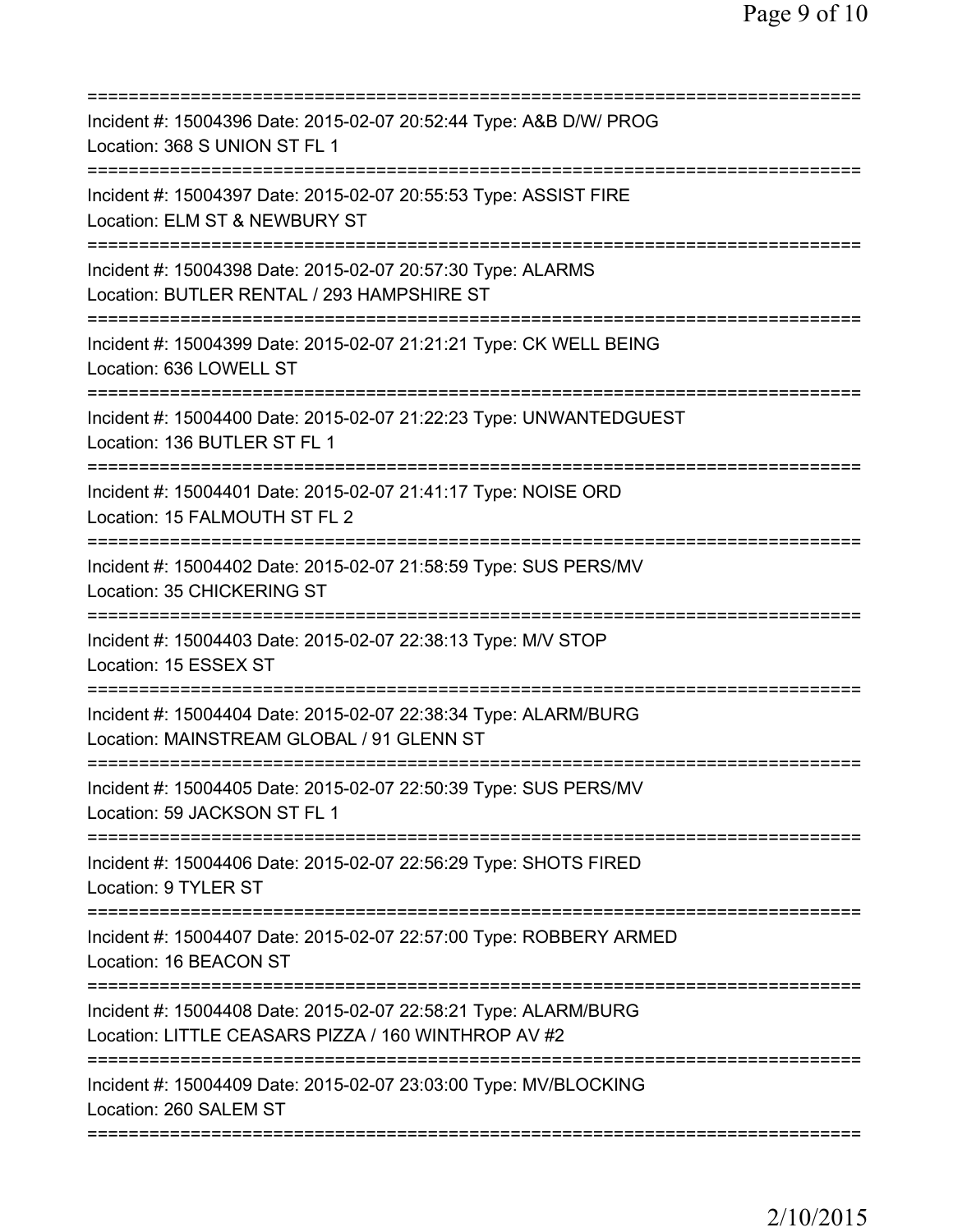===========================================================================
Incident #: 15004396 Date: 2015-02-07 20:52:44 Type: A&B D/W/ PROG
Location: 368 S UNION ST FL 1
===========================================================================
Incident #: 15004397 Date: 2015-02-07 20:55:53 Type: ASSIST FIRE
Location: ELM ST & NEWBURY ST
===========================================================================
Incident #: 15004398 Date: 2015-02-07 20:57:30 Type: ALARMS
Location: BUTLER RENTAL / 293 HAMPSHIRE ST
===========================================================================
Incident #: 15004399 Date: 2015-02-07 21:21:21 Type: CK WELL BEING
Location: 636 LOWELL ST
===========================================================================
Incident #: 15004400 Date: 2015-02-07 21:22:23 Type: UNWANTEDGUEST
Location: 136 BUTLER ST FL 1
===========================================================================
Incident #: 15004401 Date: 2015-02-07 21:41:17 Type: NOISE ORD
Location: 15 FALMOUTH ST FL 2
===========================================================================
Incident #: 15004402 Date: 2015-02-07 21:58:59 Type: SUS PERS/MV
Location: 35 CHICKERING ST
===========================================================================
Incident #: 15004403 Date: 2015-02-07 22:38:13 Type: M/V STOP
Location: 15 ESSEX ST
===========================================================================
Incident #: 15004404 Date: 2015-02-07 22:38:34 Type: ALARM/BURG
Location: MAINSTREAM GLOBAL / 91 GLENN ST
===========================================================================
Incident #: 15004405 Date: 2015-02-07 22:50:39 Type: SUS PERS/MV
Location: 59 JACKSON ST FL 1
===========================================================================
Incident #: 15004406 Date: 2015-02-07 22:56:29 Type: SHOTS FIRED
Location: 9 TYLER ST
===========================================================================
Incident #: 15004407 Date: 2015-02-07 22:57:00 Type: ROBBERY ARMED
Location: 16 BEACON ST
===========================================================================
Incident #: 15004408 Date: 2015-02-07 22:58:21 Type: ALARM/BURG
Location: LITTLE CEASARS PIZZA / 160 WINTHROP AV #2
===========================================================================
Incident #: 15004409 Date: 2015-02-07 23:03:00 Type: MV/BLOCKING
Location: 260 SALEM ST
===========================================================================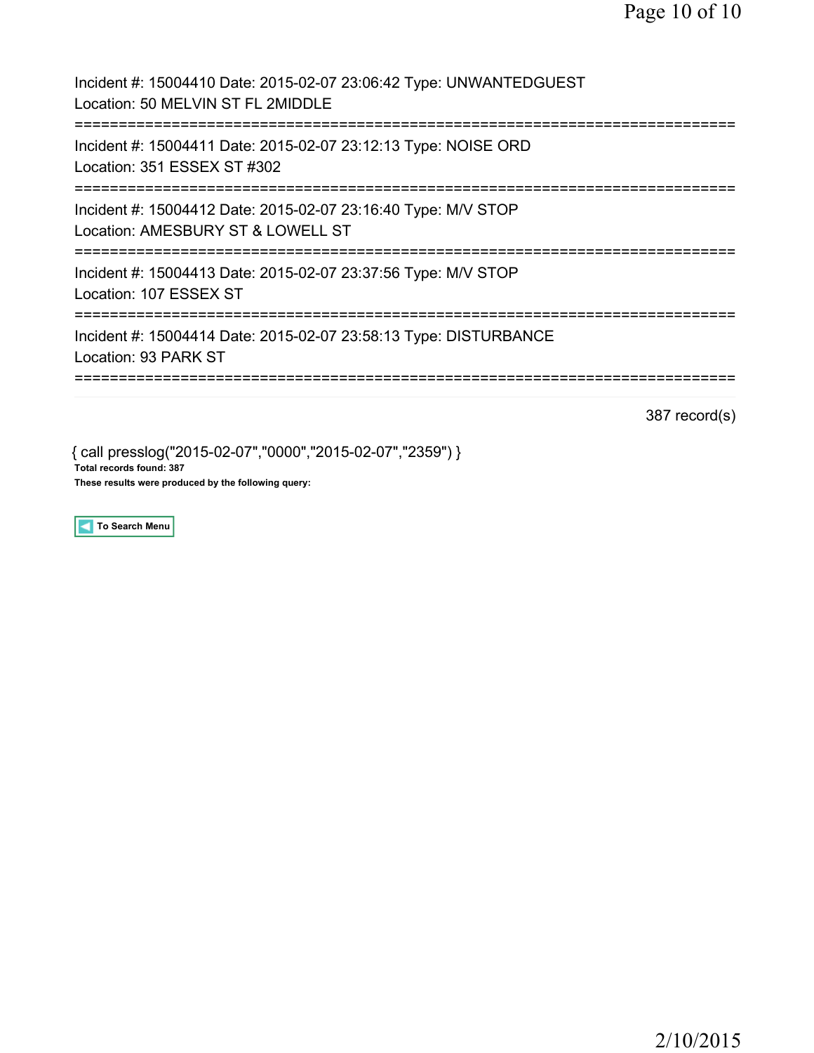Incident #: 15004410 Date: 2015-02-07 23:06:42 Type: UNWANTEDGUEST
Location: 50 MELVIN ST FL 2MIDDLE

===========================================================================

Incident #: 15004411 Date: 2015-02-07 23:12:13 Type: NOISE ORD
Location: 351 ESSEX ST #302

===========================================================================

Incident #: 15004412 Date: 2015-02-07 23:16:40 Type: M/V STOP
Location: AMESBURY ST & LOWELL ST

===========================================================================

Incident #: 15004413 Date: 2015-02-07 23:37:56 Type: M/V STOP
Location: 107 ESSEX ST

===========================================================================

Incident #: 15004414 Date: 2015-02-07 23:58:13 Type: DISTURBANCE
Location: 93 PARK ST

===========================================================================

387 record(s)

{ call presslog("2015-02-07","0000","2015-02-07","2359") }

**Total records found: 387**

**These results were produced by the following query:**

To Search Menu